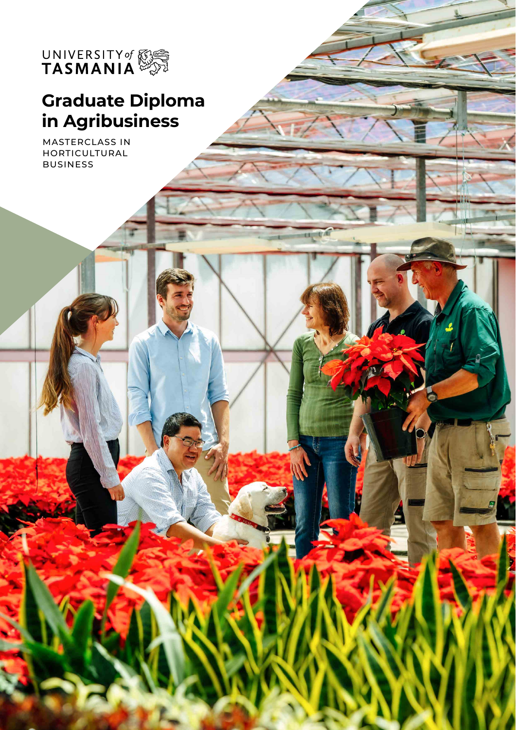UNIVERSITY of TASMANIA

# Graduate Diploma in Agribusiness

MASTERCLASS IN HORTICULTURAL BUSINESS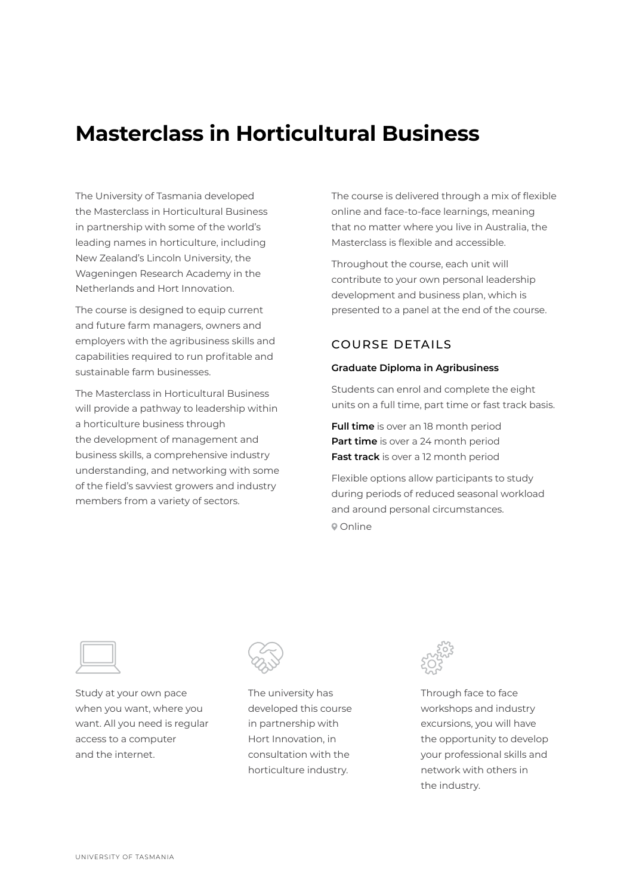# Masterclass in Horticultural Business

The University of Tasmania developed the Masterclass in Horticultural Business in partnership with some of the world's leading names in horticulture, including New Zealand's Lincoln University, the Wageningen Research Academy in the Netherlands and Hort Innovation.

The course is designed to equip current and future farm managers, owners and employers with the agribusiness skills and capabilities required to run profitable and sustainable farm businesses.

The Masterclass in Horticultural Business will provide a pathway to leadership within a horticulture business through the development of management and business skills, a comprehensive industry understanding, and networking with some of the field's savviest growers and industry members from a variety of sectors.

The course is delivered through a mix of flexible online and face-to-face learnings, meaning that no matter where you live in Australia, the Masterclass is flexible and accessible.

Throughout the course, each unit will contribute to your own personal leadership development and business plan, which is presented to a panel at the end of the course.

## COURSE DETAILS

**Graduate Diploma in Agribusiness**

Students can enrol and complete the eight units on a full time, part time or fast track basis.

**Full time** is over an 18 month period
**Part time** is over a 24 month period
**Fast track** is over a 12 month period

Flexible options allow participants to study during periods of reduced seasonal workload and around personal circumstances.

Online

Study at your own pace when you want, where you want. All you need is regular access to a computer and the internet.

The university has developed this course in partnership with Hort Innovation, in consultation with the horticulture industry.

Through face to face workshops and industry excursions, you will have the opportunity to develop your professional skills and network with others in the industry.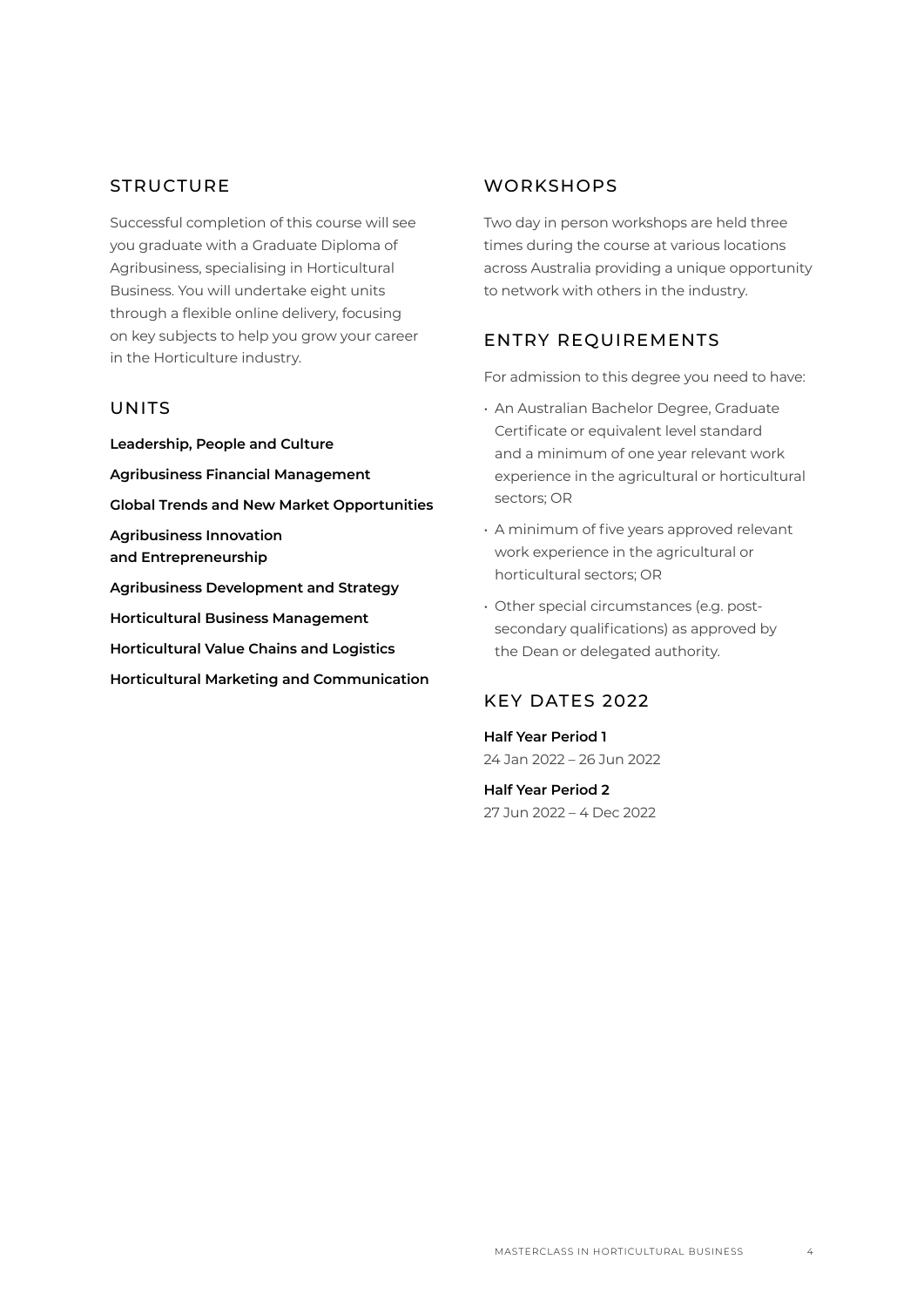## STRUCTURE

Successful completion of this course will see you graduate with a Graduate Diploma of Agribusiness, specialising in Horticultural Business. You will undertake eight units through a flexible online delivery, focusing on key subjects to help you grow your career in the Horticulture industry.

## UNITS

**Leadership, People and Culture**

**Agribusiness Financial Management**

**Global Trends and New Market Opportunities**

**Agribusiness Innovation and Entrepreneurship**

**Agribusiness Development and Strategy**

**Horticultural Business Management**

**Horticultural Value Chains and Logistics**

**Horticultural Marketing and Communication**

## WORKSHOPS

Two day in person workshops are held three times during the course at various locations across Australia providing a unique opportunity to network with others in the industry.

## ENTRY REQUIREMENTS

For admission to this degree you need to have:

- An Australian Bachelor Degree, Graduate Certificate or equivalent level standard and a minimum of one year relevant work experience in the agricultural or horticultural sectors; OR
- A minimum of five years approved relevant work experience in the agricultural or horticultural sectors; OR
- Other special circumstances (e.g. post-secondary qualifications) as approved by the Dean or delegated authority.

## KEY DATES 2022

**Half Year Period 1**
24 Jan 2022 – 26 Jun 2022

**Half Year Period 2**
27 Jun 2022 – 4 Dec 2022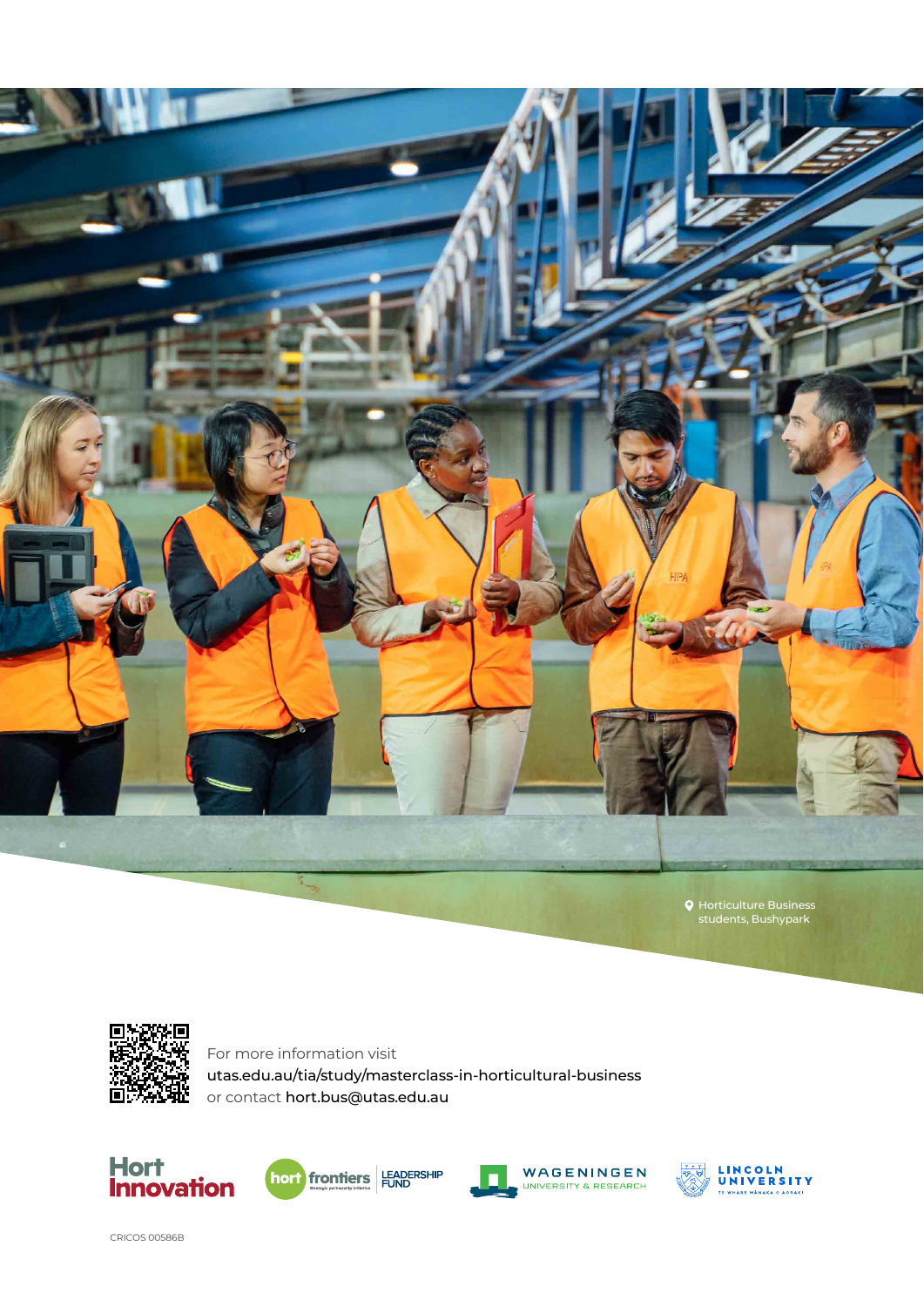Horticulture Business students, Bushypark

For more information visit
utas.edu.au/tia/study/masterclass-in-horticultural-business
or contact hort.bus@utas.edu.au

CRICOS 00586B